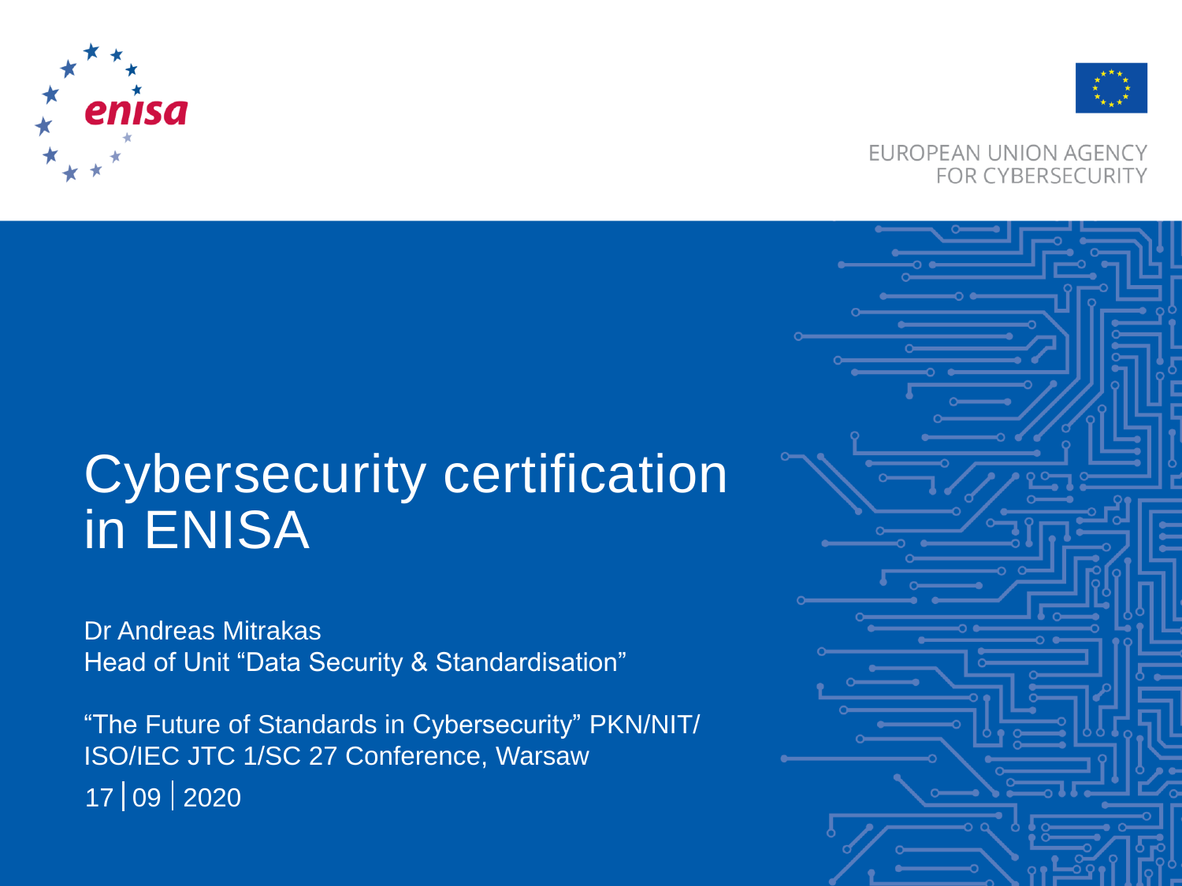enisa

EUROPEAN UNION AGENCY FOR CYBERSECURITY

# Cybersecurity certification in ENISA

Dr Andreas Mitrakas
Head of Unit “Data Security & Standardisation”

“The Future of Standards in Cybersecurity” PKN/NIT/ ISO/IEC JTC 1/SC 27 Conference, Warsaw

17 | 09 | 2020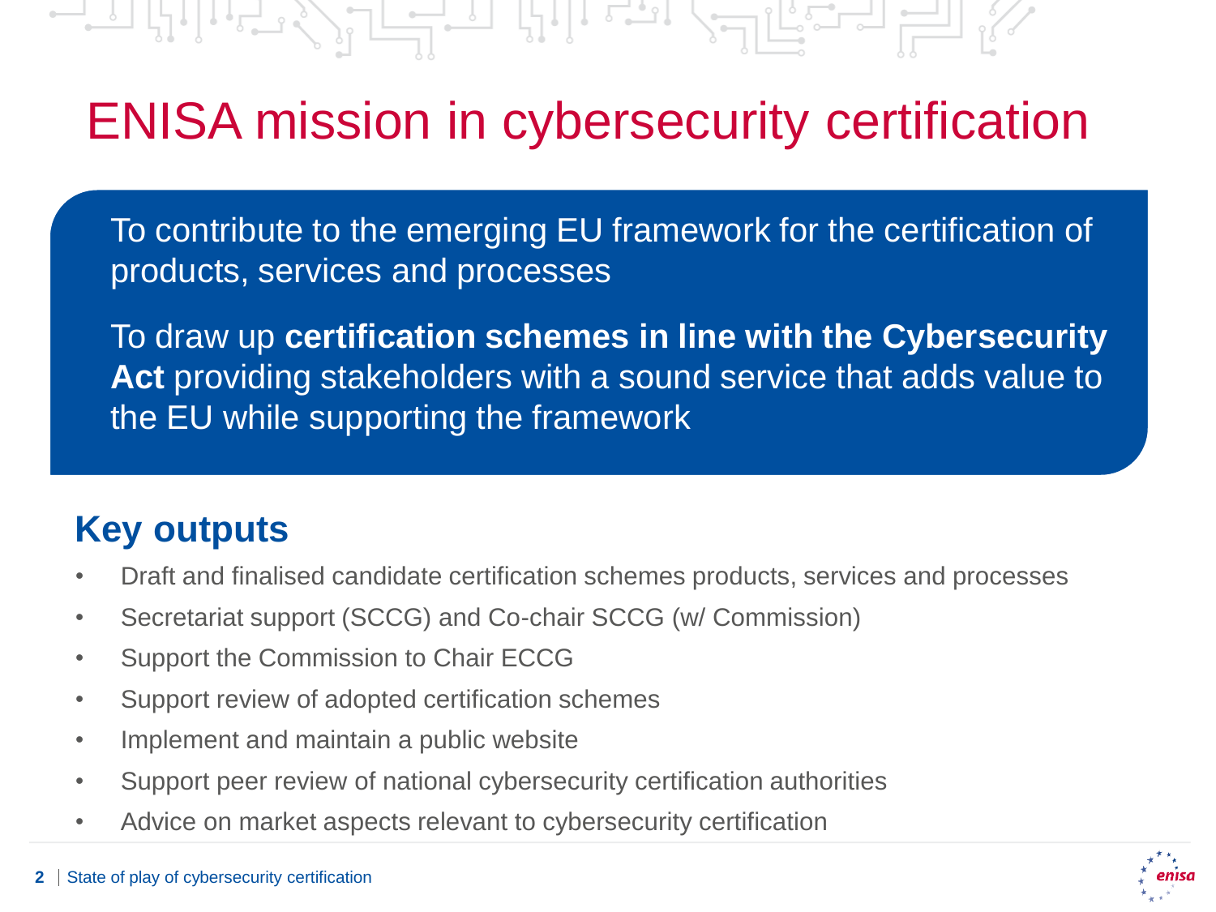# ENISA mission in cybersecurity certification

To contribute to the emerging EU framework for the certification of products, services and processes

To draw up **certification schemes in line with the Cybersecurity Act** providing stakeholders with a sound service that adds value to the EU while supporting the framework

## Key outputs

- Draft and finalised candidate certification schemes products, services and processes
- Secretariat support (SCCG) and Co-chair SCCG (w/ Commission)
- Support the Commission to Chair ECCG
- Support review of adopted certification schemes
- Implement and maintain a public website
- Support peer review of national cybersecurity certification authorities
- Advice on market aspects relevant to cybersecurity certification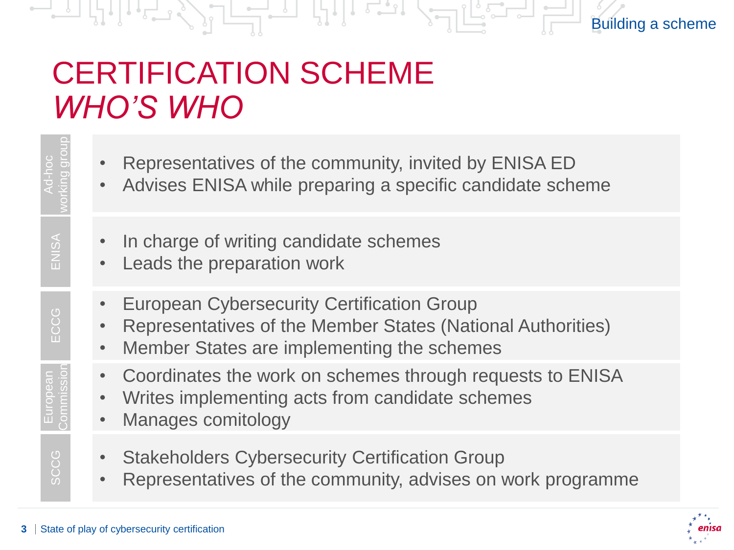# CERTIFICATION SCHEME *WHO'S WHO*

| Who | Role |
| --- | --- |
| Ad-hoc working group | • Representatives of the community, invited by ENISA ED<br>• Advises ENISA while preparing a specific candidate scheme |
| ENISA | • In charge of writing candidate schemes<br>• Leads the preparation work |
| ECCG | • European Cybersecurity Certification Group<br>• Representatives of the Member States (National Authorities)<br>• Member States are implementing the schemes |
| European Commission | • Coordinates the work on schemes through requests to ENISA<br>• Writes implementing acts from candidate schemes<br>• Manages comitology |
| SCCG | • Stakeholders Cybersecurity Certification Group<br>• Representatives of the community, advises on work programme |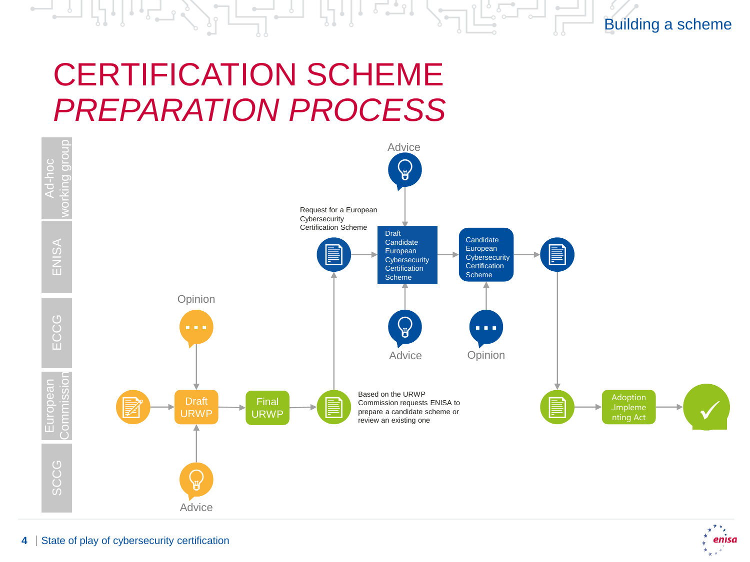# CERTIFICATION SCHEME *PREPARATION PROCESS*

Ad-hoc working group

ENISA

ECCG

European Commission

SCCG

Advice

Request for a European Cybersecurity Certification Scheme

Draft Candidate European Cybersecurity Certification Scheme

Candidate European Cybersecurity Certification Scheme

Opinion

Advice

Opinion

Draft URWP

Final URWP

Based on the URWP Commission requests ENISA to prepare a candidate scheme or review an existing one

Adoption Implementing Act

Advice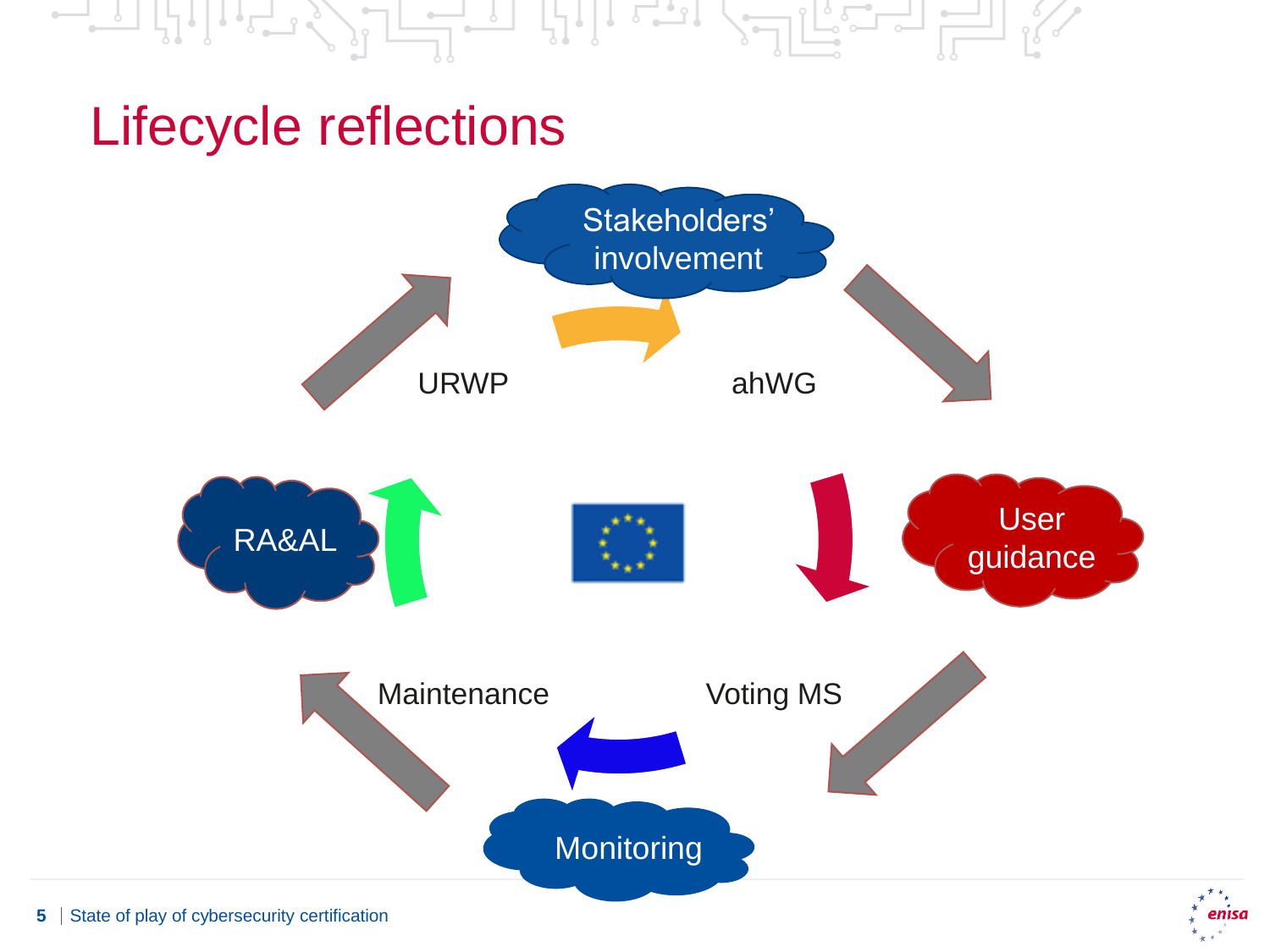# Lifecycle reflections

Stakeholders' involvement

URWP

ahWG

RA&AL

User guidance

Maintenance

Voting MS

Monitoring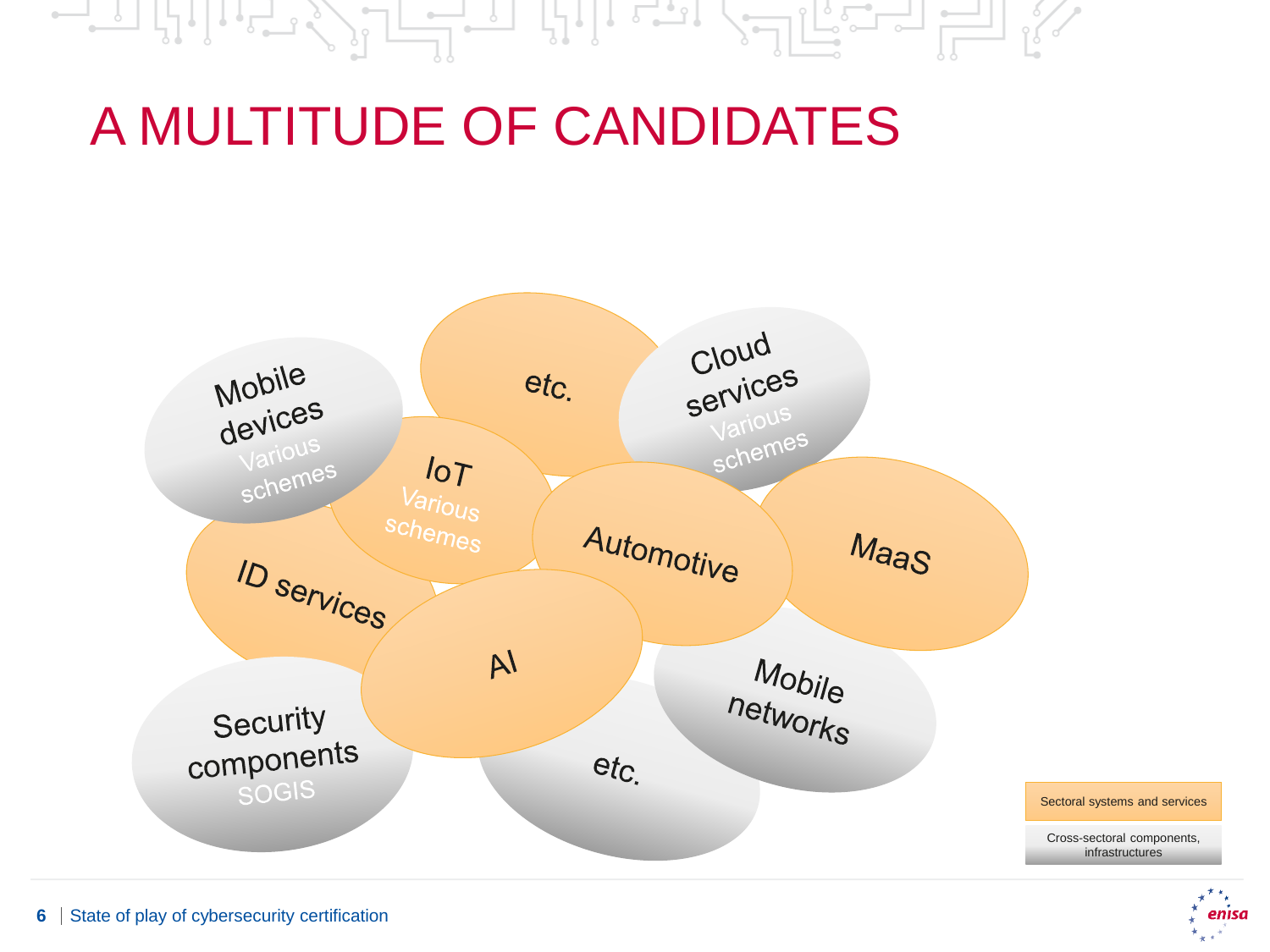# A MULTITUDE OF CANDIDATES

- Mobile devices — Various schemes
- etc.
- Cloud services — Various schemes
- IoT — Various schemes
- ID services
- Automotive
- MaaS
- AI
- Mobile networks
- Security components — SOGIS
- etc.

Legend:

- Sectoral systems and services
- Cross-sectoral components, infrastructures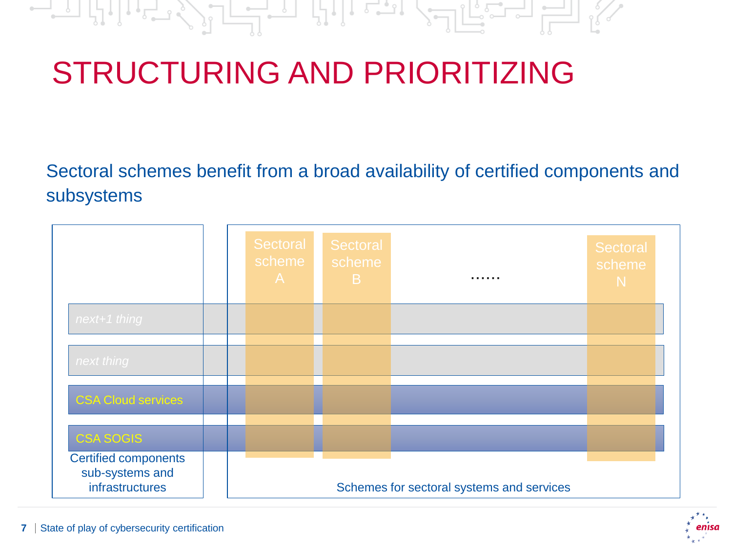# STRUCTURING AND PRIORITIZING

Sectoral schemes benefit from a broad availability of certified components and subsystems

Sectoral scheme A

Sectoral scheme B

......

Sectoral scheme N

*next+1 thing*

*next thing*

CSA Cloud services

CSA SOGIS

Certified components sub-systems and infrastructures

Schemes for sectoral systems and services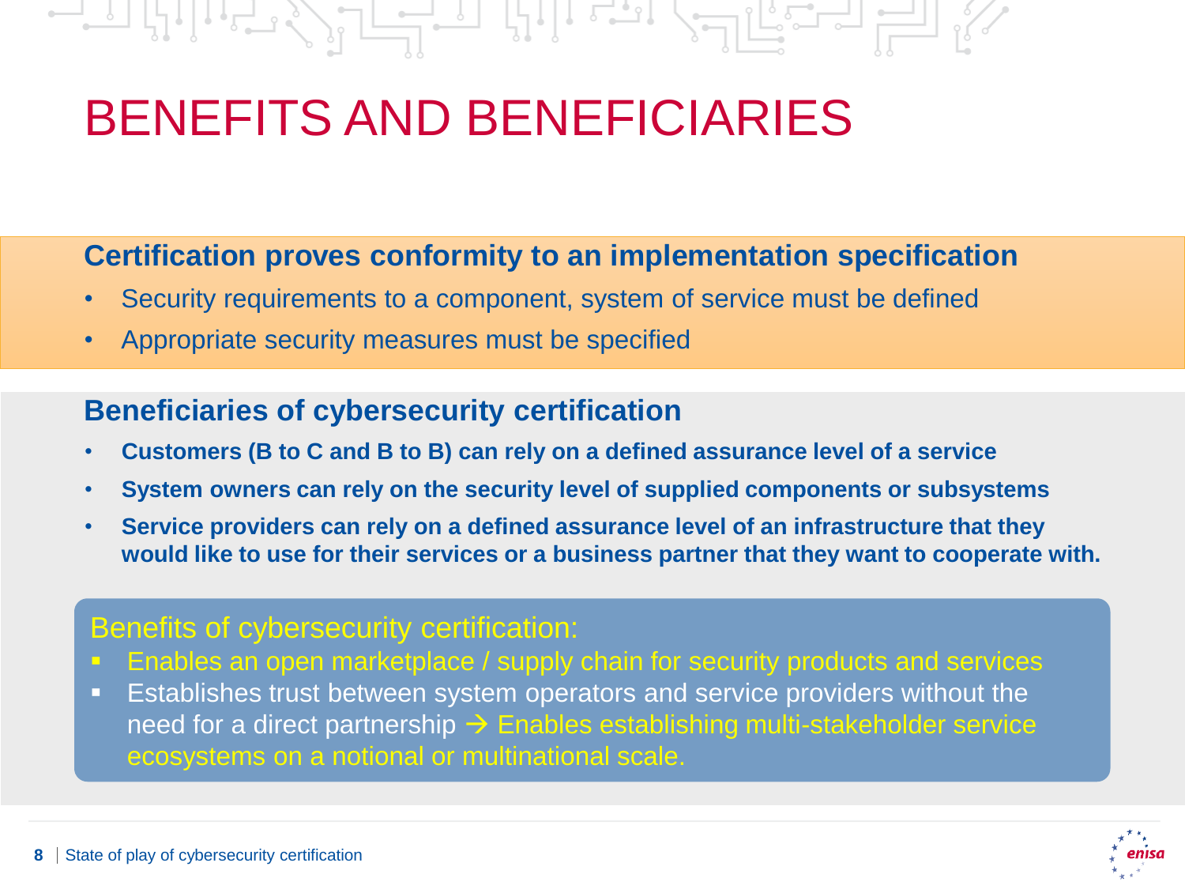# BENEFITS AND BENEFICIARIES

**Certification proves conformity to an implementation specification**

- Security requirements to a component, system of service must be defined
- Appropriate security measures must be specified

**Beneficiaries of cybersecurity certification**

- **Customers (B to C and B to B) can rely on a defined assurance level of a service**
- **System owners can rely on the security level of supplied components or subsystems**
- **Service providers can rely on a defined assurance level of an infrastructure that they would like to use for their services or a business partner that they want to cooperate with.**

Benefits of cybersecurity certification:

- Enables an open marketplace / supply chain for security products and services
- Establishes trust between system operators and service providers without the need for a direct partnership → Enables establishing multi-stakeholder service ecosystems on a notional or multinational scale.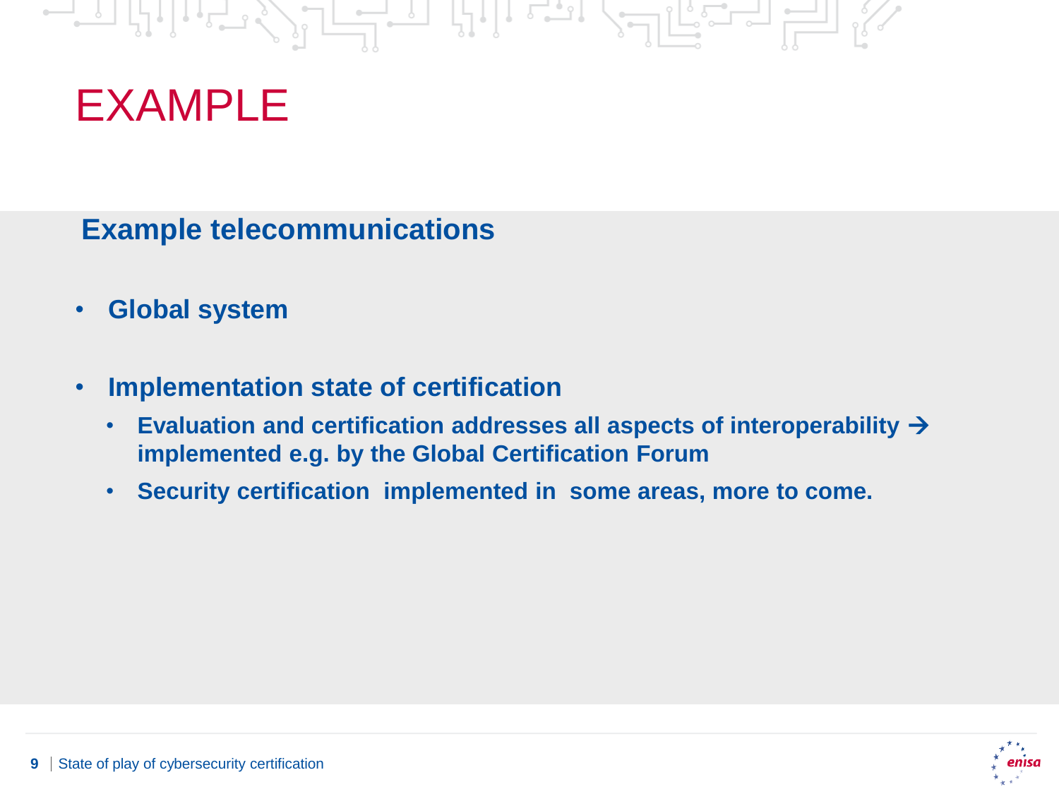# EXAMPLE

## Example telecommunications

- **Global system**

- **Implementation state of certification**
  - **Evaluation and certification addresses all aspects of interoperability → implemented e.g. by the Global Certification Forum**
  - **Security certification implemented in some areas, more to come.**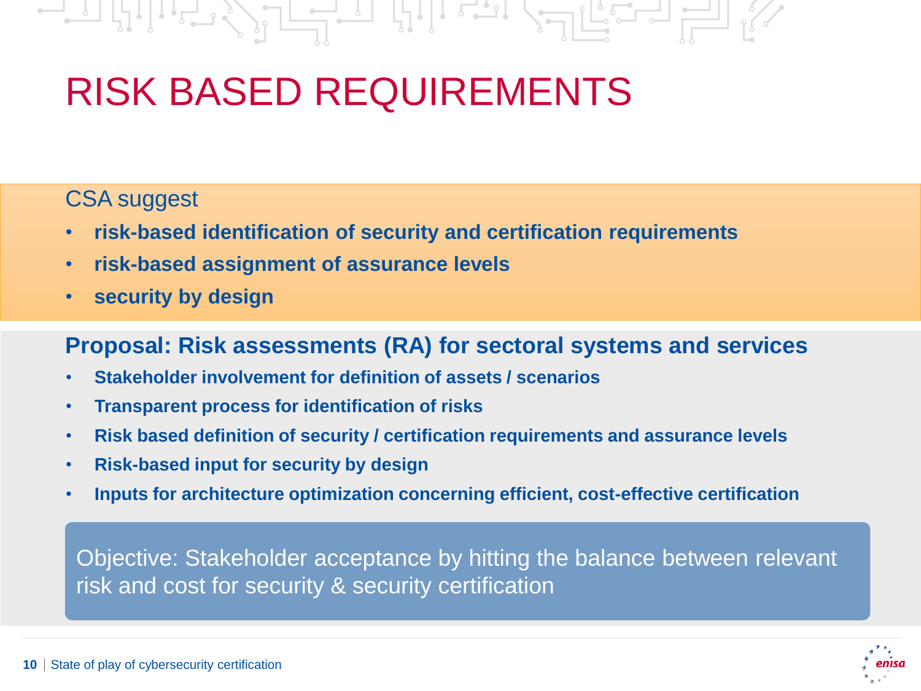# RISK BASED REQUIREMENTS

CSA suggest

- **risk-based identification of security and certification requirements**
- **risk-based assignment of assurance levels**
- **security by design**

## Proposal: Risk assessments (RA) for sectoral systems and services

- **Stakeholder involvement for definition of assets / scenarios**
- **Transparent process for identification of risks**
- **Risk based definition of security / certification requirements and assurance levels**
- **Risk-based input for security by design**
- **Inputs for architecture optimization concerning efficient, cost-effective certification**

Objective: Stakeholder acceptance by hitting the balance between relevant risk and cost for security & security certification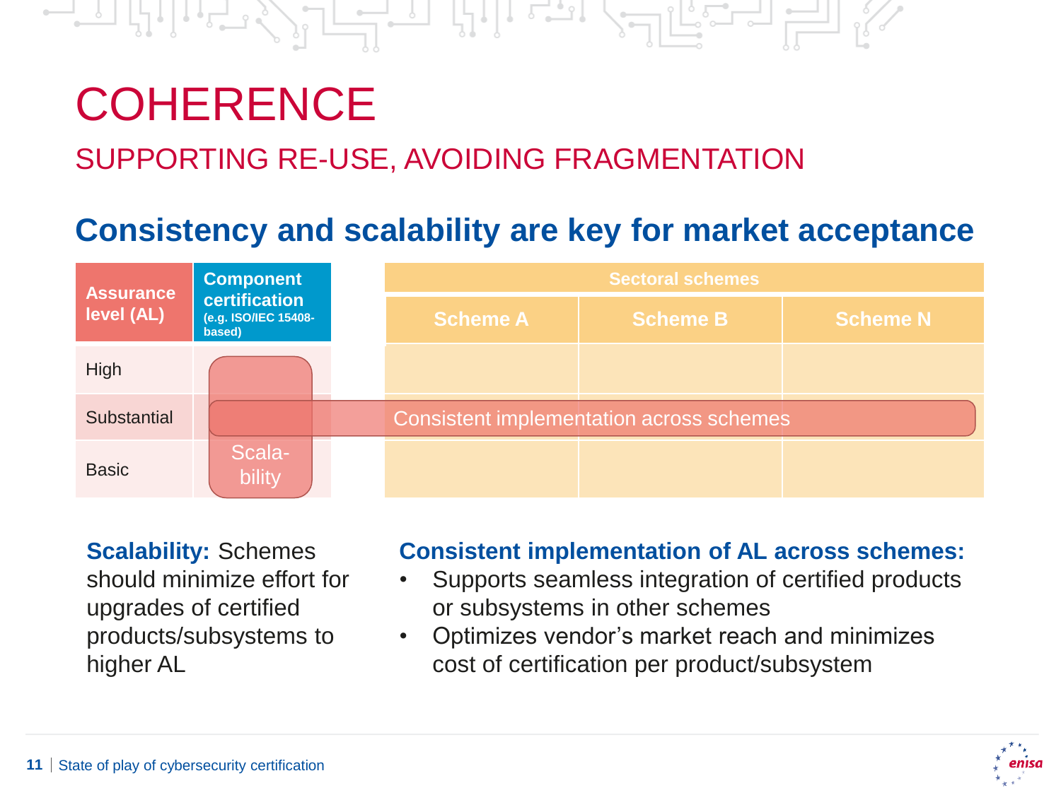# COHERENCE

## SUPPORTING RE-USE, AVOIDING FRAGMENTATION

### Consistency and scalability are key for market acceptance

| Assurance level (AL) | Component certification (e.g. ISO/IEC 15408-based) | Sectoral schemes | | |
|---|---|---|---|---|
| | | Scheme A | Scheme B | Scheme N |
| High | | | | |
| Substantial | Consistent implementation across schemes | | | |
| Basic | Scala-bility | | | |

**Scalability:** Schemes should minimize effort for upgrades of certified products/subsystems to higher AL

**Consistent implementation of AL across schemes:**

- Supports seamless integration of certified products or subsystems in other schemes
- Optimizes vendor's market reach and minimizes cost of certification per product/subsystem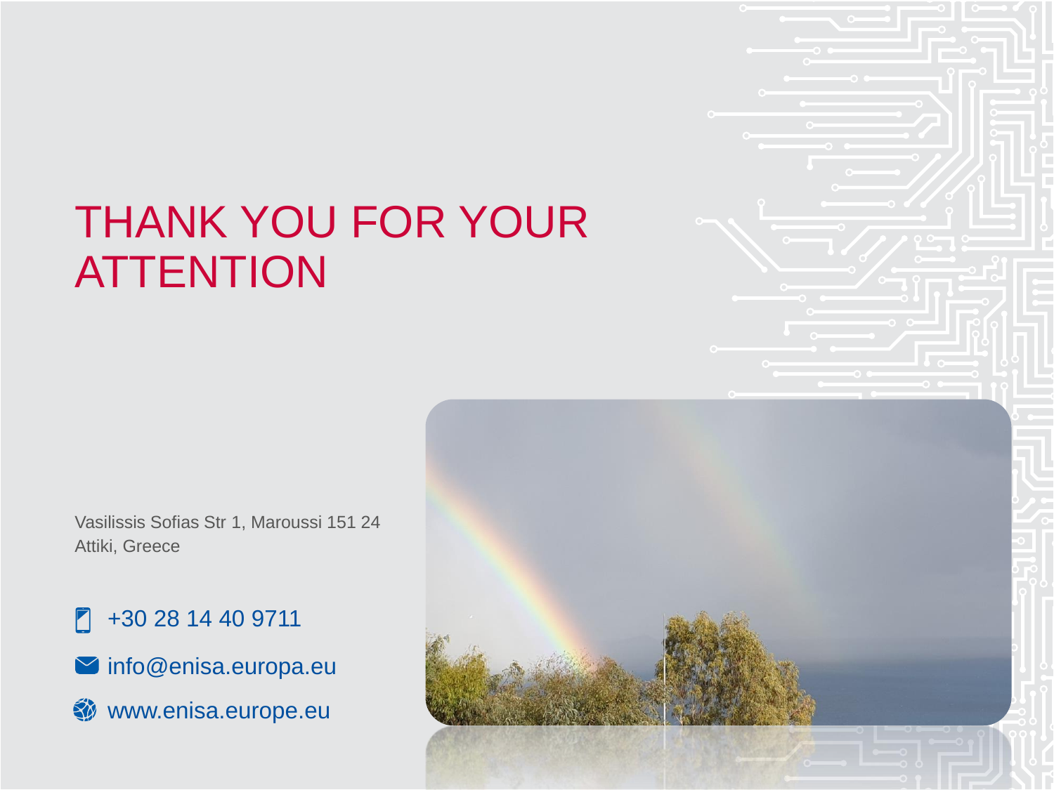# THANK YOU FOR YOUR ATTENTION

Vasilissis Sofias Str 1, Maroussi 151 24
Attiki, Greece

+30 28 14 40 9711

info@enisa.europa.eu

www.enisa.europe.eu